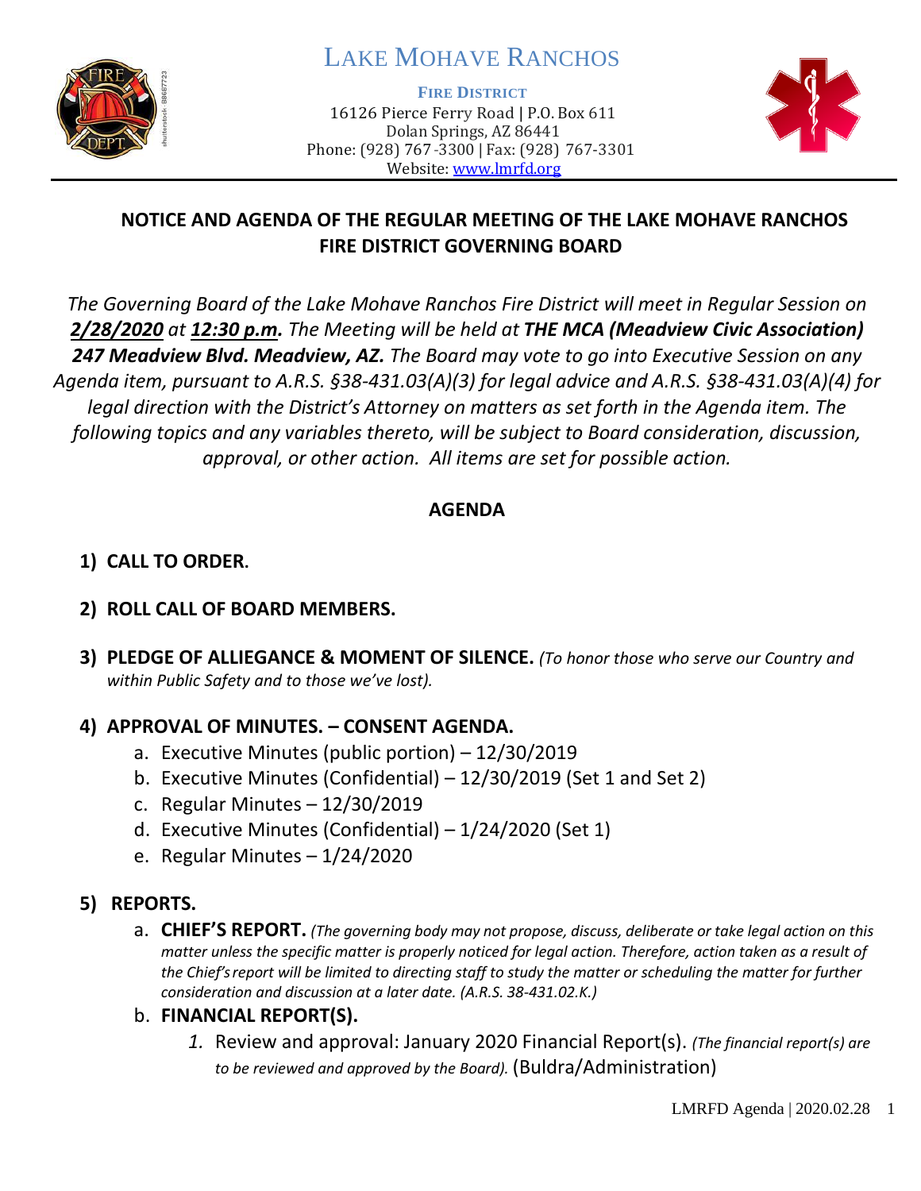# LAKE MOHAVE RANCHOS

**FIRE DISTRICT**

16126 Pierce Ferry Road | P.O. Box 611
Dolan Springs, AZ 86441
Phone: (928) 767-3300 | Fax: (928) 767-3301
Website: www.lmrfd.org

## NOTICE AND AGENDA OF THE REGULAR MEETING OF THE LAKE MOHAVE RANCHOS FIRE DISTRICT GOVERNING BOARD

*The Governing Board of the Lake Mohave Ranchos Fire District will meet in Regular Session on **2/28/2020** at **12:30 p.m.** The Meeting will be held at **THE MCA (Meadview Civic Association) 247 Meadview Blvd. Meadview, AZ.** The Board may vote to go into Executive Session on any Agenda item, pursuant to A.R.S. §38-431.03(A)(3) for legal advice and A.R.S. §38-431.03(A)(4) for legal direction with the District's Attorney on matters as set forth in the Agenda item. The following topics and any variables thereto, will be subject to Board consideration, discussion, approval, or other action. All items are set for possible action.*

## AGENDA

1) **CALL TO ORDER.**

2) **ROLL CALL OF BOARD MEMBERS.**

3) **PLEDGE OF ALLIEGANCE & MOMENT OF SILENCE.** *(To honor those who serve our Country and within Public Safety and to those we've lost).*

4) **APPROVAL OF MINUTES. – CONSENT AGENDA.**
   a. Executive Minutes (public portion) – 12/30/2019
   b. Executive Minutes (Confidential) – 12/30/2019 (Set 1 and Set 2)
   c. Regular Minutes – 12/30/2019
   d. Executive Minutes (Confidential) – 1/24/2020 (Set 1)
   e. Regular Minutes – 1/24/2020

5) **REPORTS.**
   a. **CHIEF'S REPORT.** *(The governing body may not propose, discuss, deliberate or take legal action on this matter unless the specific matter is properly noticed for legal action. Therefore, action taken as a result of the Chief's report will be limited to directing staff to study the matter or scheduling the matter for further consideration and discussion at a later date. (A.R.S. 38-431.02.K.)*
   b. **FINANCIAL REPORT(S).**
      1. Review and approval: January 2020 Financial Report(s). *(The financial report(s) are to be reviewed and approved by the Board).* (Buldra/Administration)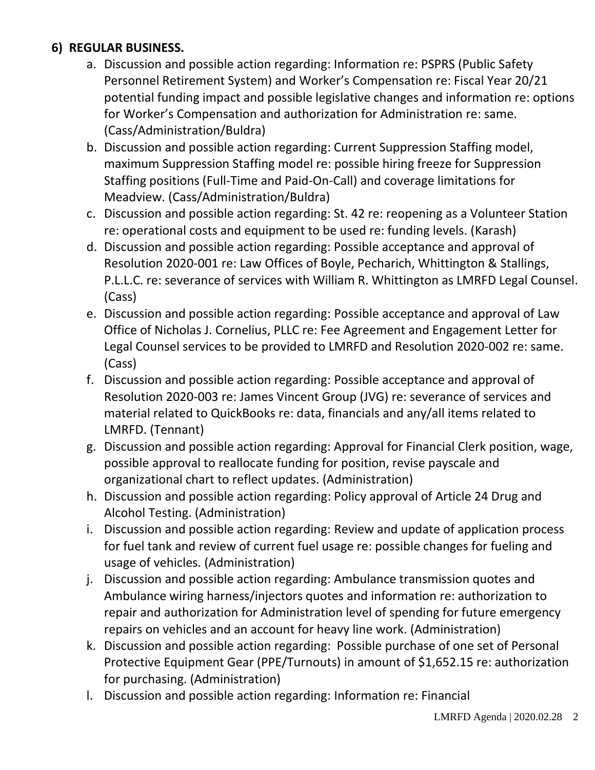## 6) REGULAR BUSINESS.

a. Discussion and possible action regarding: Information re: PSPRS (Public Safety Personnel Retirement System) and Worker's Compensation re: Fiscal Year 20/21 potential funding impact and possible legislative changes and information re: options for Worker's Compensation and authorization for Administration re: same. (Cass/Administration/Buldra)

b. Discussion and possible action regarding: Current Suppression Staffing model, maximum Suppression Staffing model re: possible hiring freeze for Suppression Staffing positions (Full-Time and Paid-On-Call) and coverage limitations for Meadview. (Cass/Administration/Buldra)

c. Discussion and possible action regarding: St. 42 re: reopening as a Volunteer Station re: operational costs and equipment to be used re: funding levels. (Karash)

d. Discussion and possible action regarding: Possible acceptance and approval of Resolution 2020-001 re: Law Offices of Boyle, Pecharich, Whittington & Stallings, P.L.L.C. re: severance of services with William R. Whittington as LMRFD Legal Counsel. (Cass)

e. Discussion and possible action regarding: Possible acceptance and approval of Law Office of Nicholas J. Cornelius, PLLC re: Fee Agreement and Engagement Letter for Legal Counsel services to be provided to LMRFD and Resolution 2020-002 re: same. (Cass)

f. Discussion and possible action regarding: Possible acceptance and approval of Resolution 2020-003 re: James Vincent Group (JVG) re: severance of services and material related to QuickBooks re: data, financials and any/all items related to LMRFD. (Tennant)

g. Discussion and possible action regarding: Approval for Financial Clerk position, wage, possible approval to reallocate funding for position, revise payscale and organizational chart to reflect updates. (Administration)

h. Discussion and possible action regarding: Policy approval of Article 24 Drug and Alcohol Testing. (Administration)

i. Discussion and possible action regarding: Review and update of application process for fuel tank and review of current fuel usage re: possible changes for fueling and usage of vehicles. (Administration)

j. Discussion and possible action regarding: Ambulance transmission quotes and Ambulance wiring harness/injectors quotes and information re: authorization to repair and authorization for Administration level of spending for future emergency repairs on vehicles and an account for heavy line work. (Administration)

k. Discussion and possible action regarding: Possible purchase of one set of Personal Protective Equipment Gear (PPE/Turnouts) in amount of $1,652.15 re: authorization for purchasing. (Administration)

l. Discussion and possible action regarding: Information re: Financial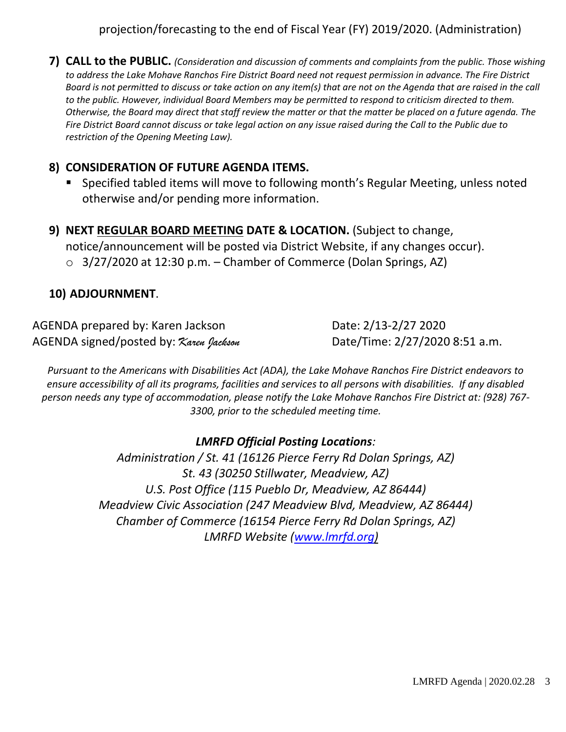projection/forecasting to the end of Fiscal Year (FY) 2019/2020. (Administration)

**7) CALL to the PUBLIC.** *(Consideration and discussion of comments and complaints from the public. Those wishing to address the Lake Mohave Ranchos Fire District Board need not request permission in advance. The Fire District Board is not permitted to discuss or take action on any item(s) that are not on the Agenda that are raised in the call to the public. However, individual Board Members may be permitted to respond to criticism directed to them. Otherwise, the Board may direct that staff review the matter or that the matter be placed on a future agenda. The Fire District Board cannot discuss or take legal action on any issue raised during the Call to the Public due to restriction of the Opening Meeting Law).*

**8) CONSIDERATION OF FUTURE AGENDA ITEMS.**

- Specified tabled items will move to following month's Regular Meeting, unless noted otherwise and/or pending more information.

**9) NEXT REGULAR BOARD MEETING DATE & LOCATION.** (Subject to change, notice/announcement will be posted via District Website, if any changes occur).

- 3/27/2020 at 12:30 p.m. – Chamber of Commerce (Dolan Springs, AZ)

**10) ADJOURNMENT**.

AGENDA prepared by: Karen Jackson — Date: 2/13-2/27 2020
AGENDA signed/posted by: *Karen Jackson* — Date/Time: 2/27/2020 8:51 a.m.

*Pursuant to the Americans with Disabilities Act (ADA), the Lake Mohave Ranchos Fire District endeavors to ensure accessibility of all its programs, facilities and services to all persons with disabilities. If any disabled person needs any type of accommodation, please notify the Lake Mohave Ranchos Fire District at: (928) 767-3300, prior to the scheduled meeting time.*

***LMRFD Official Posting Locations:***
*Administration / St. 41 (16126 Pierce Ferry Rd Dolan Springs, AZ)*
*St. 43 (30250 Stillwater, Meadview, AZ)*
*U.S. Post Office (115 Pueblo Dr, Meadview, AZ 86444)*
*Meadview Civic Association (247 Meadview Blvd, Meadview, AZ 86444)*
*Chamber of Commerce (16154 Pierce Ferry Rd Dolan Springs, AZ)*
*LMRFD Website (www.lmrfd.org)*